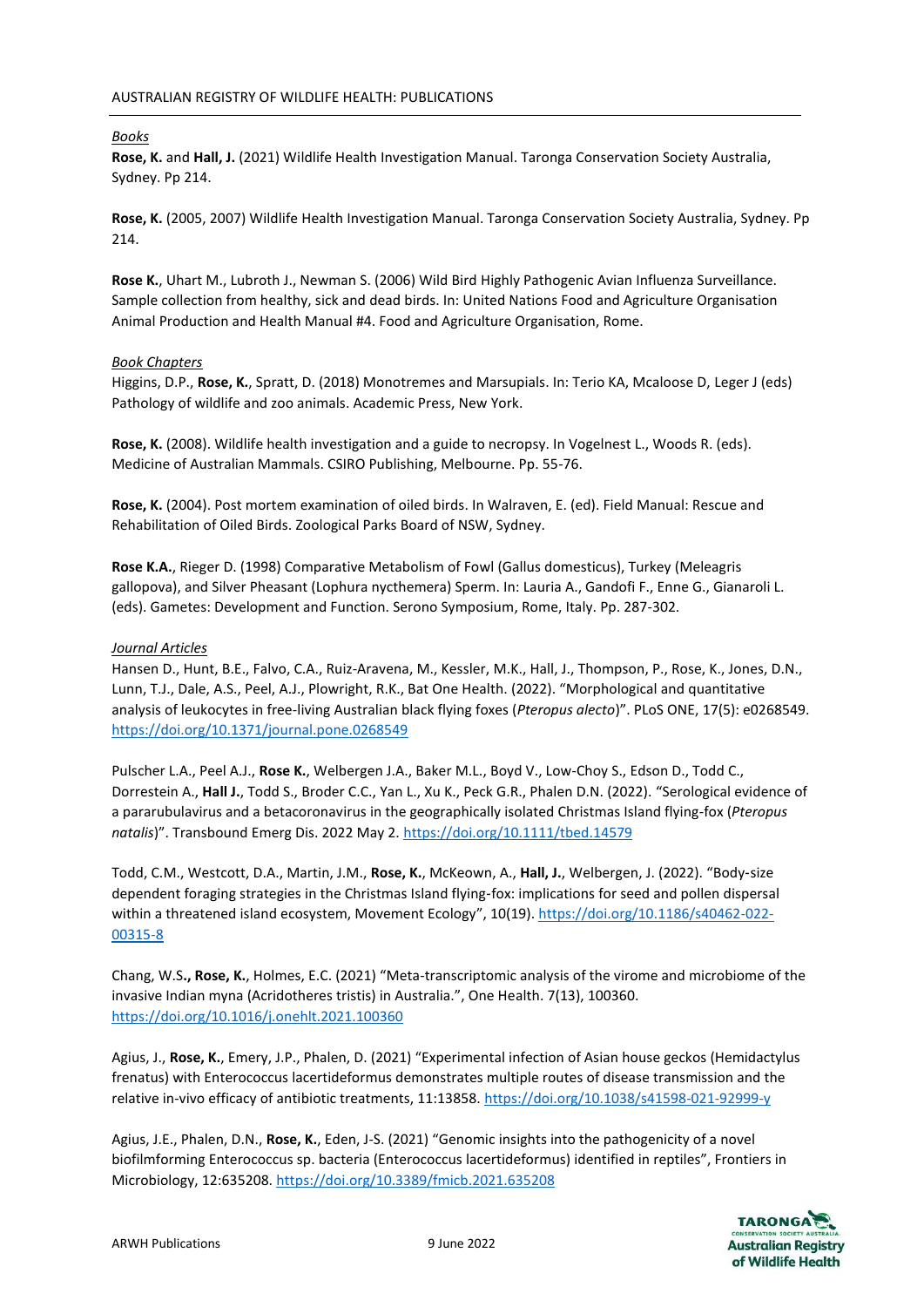# AUSTRALIAN REGISTRY OF WILDLIFE HEALTH: PUBLICATIONS

## *Books*

**Rose, K.** and **Hall, J.** (2021) Wildlife Health Investigation Manual. Taronga Conservation Society Australia, Sydney. Pp 214.

**Rose, K.** (2005, 2007) Wildlife Health Investigation Manual. Taronga Conservation Society Australia, Sydney. Pp 214.

**Rose K.**, Uhart M., Lubroth J., Newman S. (2006) Wild Bird Highly Pathogenic Avian Influenza Surveillance. Sample collection from healthy, sick and dead birds. In: United Nations Food and Agriculture Organisation Animal Production and Health Manual #4. Food and Agriculture Organisation, Rome.

## *Book Chapters*

Higgins, D.P., **Rose, K.**, Spratt, D. (2018) Monotremes and Marsupials. In: Terio KA, Mcaloose D, Leger J (eds) Pathology of wildlife and zoo animals. Academic Press, New York.

**Rose, K.** (2008). Wildlife health investigation and a guide to necropsy. In Vogelnest L., Woods R. (eds). Medicine of Australian Mammals. CSIRO Publishing, Melbourne. Pp. 55-76.

**Rose, K.** (2004). Post mortem examination of oiled birds. In Walraven, E. (ed). Field Manual: Rescue and Rehabilitation of Oiled Birds. Zoological Parks Board of NSW, Sydney.

**Rose K.A.**, Rieger D. (1998) Comparative Metabolism of Fowl (Gallus domesticus), Turkey (Meleagris gallopova), and Silver Pheasant (Lophura nycthemera) Sperm. In: Lauria A., Gandofi F., Enne G., Gianaroli L. (eds). Gametes: Development and Function. Serono Symposium, Rome, Italy. Pp. 287-302.

## *Journal Articles*

Hansen D., Hunt, B.E., Falvo, C.A., Ruiz-Aravena, M., Kessler, M.K., Hall, J., Thompson, P., Rose, K., Jones, D.N., Lunn, T.J., Dale, A.S., Peel, A.J., Plowright, R.K., Bat One Health. (2022). "Morphological and quantitative analysis of leukocytes in free-living Australian black flying foxes (*Pteropus alecto*)". PLoS ONE, 17(5): e0268549. https://doi.org/10.1371/journal.pone.0268549

Pulscher L.A., Peel A.J., **Rose K.**, Welbergen J.A., Baker M.L., Boyd V., Low-Choy S., Edson D., Todd C., Dorrestein A., **Hall J.**, Todd S., Broder C.C., Yan L., Xu K., Peck G.R., Phalen D.N. (2022). "Serological evidence of a pararubulavirus and a betacoronavirus in the geographically isolated Christmas Island flying-fox (*Pteropus natalis*)". Transbound Emerg Dis. 2022 May 2. https://doi.org/10.1111/tbed.14579

Todd, C.M., Westcott, D.A., Martin, J.M., **Rose, K.**, McKeown, A., **Hall, J.**, Welbergen, J. (2022). "Body-size dependent foraging strategies in the Christmas Island flying-fox: implications for seed and pollen dispersal within a threatened island ecosystem, Movement Ecology", 10(19). https://doi.org/10.1186/s40462-022-00315-8

Chang, W.S**., Rose, K.**, Holmes, E.C. (2021) "Meta-transcriptomic analysis of the virome and microbiome of the invasive Indian myna (Acridotheres tristis) in Australia.", One Health. 7(13), 100360. https://doi.org/10.1016/j.onehlt.2021.100360

Agius, J., **Rose, K.**, Emery, J.P., Phalen, D. (2021) "Experimental infection of Asian house geckos (Hemidactylus frenatus) with Enterococcus lacertideformus demonstrates multiple routes of disease transmission and the relative in-vivo efficacy of antibiotic treatments, 11:13858. https://doi.org/10.1038/s41598-021-92999-y

Agius, J.E., Phalen, D.N., **Rose, K.**, Eden, J-S. (2021) "Genomic insights into the pathogenicity of a novel biofilmforming Enterococcus sp. bacteria (Enterococcus lacertideformus) identified in reptiles", Frontiers in Microbiology, 12:635208. https://doi.org/10.3389/fmicb.2021.635208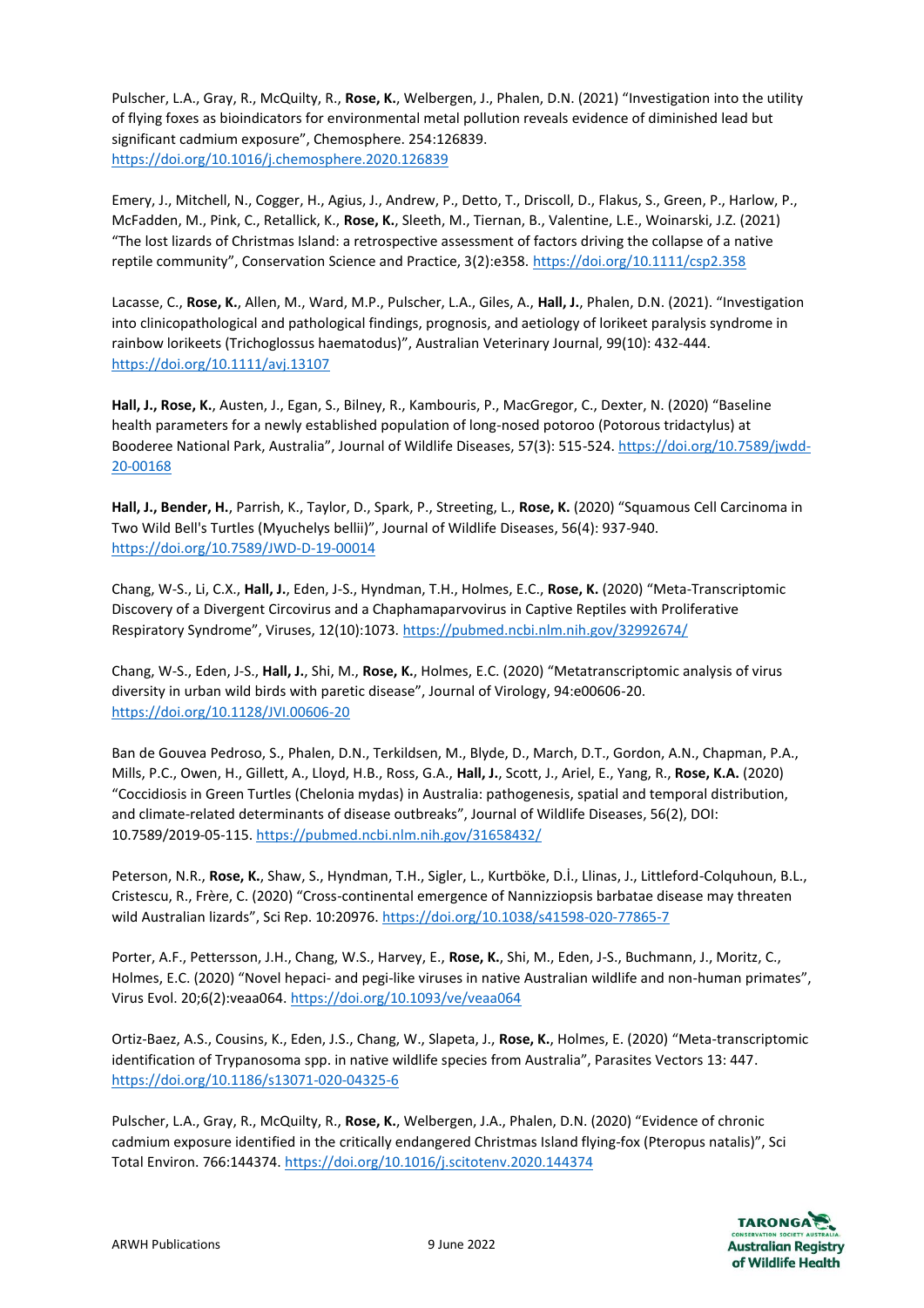Pulscher, L.A., Gray, R., McQuilty, R., **Rose, K.**, Welbergen, J., Phalen, D.N. (2021) "Investigation into the utility of flying foxes as bioindicators for environmental metal pollution reveals evidence of diminished lead but significant cadmium exposure", Chemosphere. 254:126839. https://doi.org/10.1016/j.chemosphere.2020.126839

Emery, J., Mitchell, N., Cogger, H., Agius, J., Andrew, P., Detto, T., Driscoll, D., Flakus, S., Green, P., Harlow, P., McFadden, M., Pink, C., Retallick, K., **Rose, K.**, Sleeth, M., Tiernan, B., Valentine, L.E., Woinarski, J.Z. (2021) "The lost lizards of Christmas Island: a retrospective assessment of factors driving the collapse of a native reptile community", Conservation Science and Practice, 3(2):e358. https://doi.org/10.1111/csp2.358

Lacasse, C., **Rose, K.**, Allen, M., Ward, M.P., Pulscher, L.A., Giles, A., **Hall, J.**, Phalen, D.N. (2021). "Investigation into clinicopathological and pathological findings, prognosis, and aetiology of lorikeet paralysis syndrome in rainbow lorikeets (Trichoglossus haematodus)", Australian Veterinary Journal, 99(10): 432-444. https://doi.org/10.1111/avj.13107

**Hall, J., Rose, K.**, Austen, J., Egan, S., Bilney, R., Kambouris, P., MacGregor, C., Dexter, N. (2020) "Baseline health parameters for a newly established population of long-nosed potoroo (Potorous tridactylus) at Booderee National Park, Australia", Journal of Wildlife Diseases, 57(3): 515-524. https://doi.org/10.7589/jwdd-20-00168

**Hall, J., Bender, H.**, Parrish, K., Taylor, D., Spark, P., Streeting, L., **Rose, K.** (2020) "Squamous Cell Carcinoma in Two Wild Bell's Turtles (Myuchelys bellii)", Journal of Wildlife Diseases, 56(4): 937-940. https://doi.org/10.7589/JWD-D-19-00014

Chang, W-S., Li, C.X., **Hall, J.**, Eden, J-S., Hyndman, T.H., Holmes, E.C., **Rose, K.** (2020) "Meta-Transcriptomic Discovery of a Divergent Circovirus and a Chaphamaparvovirus in Captive Reptiles with Proliferative Respiratory Syndrome", Viruses, 12(10):1073. https://pubmed.ncbi.nlm.nih.gov/32992674/

Chang, W-S., Eden, J-S., **Hall, J.**, Shi, M., **Rose, K.**, Holmes, E.C. (2020) "Metatranscriptomic analysis of virus diversity in urban wild birds with paretic disease", Journal of Virology, 94:e00606-20. https://doi.org/10.1128/JVI.00606-20

Ban de Gouvea Pedroso, S., Phalen, D.N., Terkildsen, M., Blyde, D., March, D.T., Gordon, A.N., Chapman, P.A., Mills, P.C., Owen, H., Gillett, A., Lloyd, H.B., Ross, G.A., **Hall, J.**, Scott, J., Ariel, E., Yang, R., **Rose, K.A.** (2020) "Coccidiosis in Green Turtles (Chelonia mydas) in Australia: pathogenesis, spatial and temporal distribution, and climate-related determinants of disease outbreaks", Journal of Wildlife Diseases, 56(2), DOI: 10.7589/2019-05-115. https://pubmed.ncbi.nlm.nih.gov/31658432/

Peterson, N.R., **Rose, K.**, Shaw, S., Hyndman, T.H., Sigler, L., Kurtböke, D.İ., Llinas, J., Littleford-Colquhoun, B.L., Cristescu, R., Frère, C. (2020) "Cross-continental emergence of Nannizziopsis barbatae disease may threaten wild Australian lizards", Sci Rep. 10:20976. https://doi.org/10.1038/s41598-020-77865-7

Porter, A.F., Pettersson, J.H., Chang, W.S., Harvey, E., **Rose, K.**, Shi, M., Eden, J-S., Buchmann, J., Moritz, C., Holmes, E.C. (2020) "Novel hepaci- and pegi-like viruses in native Australian wildlife and non-human primates", Virus Evol. 20;6(2):veaa064. https://doi.org/10.1093/ve/veaa064

Ortiz-Baez, A.S., Cousins, K., Eden, J.S., Chang, W., Slapeta, J., **Rose, K.**, Holmes, E. (2020) "Meta-transcriptomic identification of Trypanosoma spp. in native wildlife species from Australia", Parasites Vectors 13: 447. https://doi.org/10.1186/s13071-020-04325-6

Pulscher, L.A., Gray, R., McQuilty, R., **Rose, K.**, Welbergen, J.A., Phalen, D.N. (2020) "Evidence of chronic cadmium exposure identified in the critically endangered Christmas Island flying-fox (Pteropus natalis)", Sci Total Environ. 766:144374. https://doi.org/10.1016/j.scitotenv.2020.144374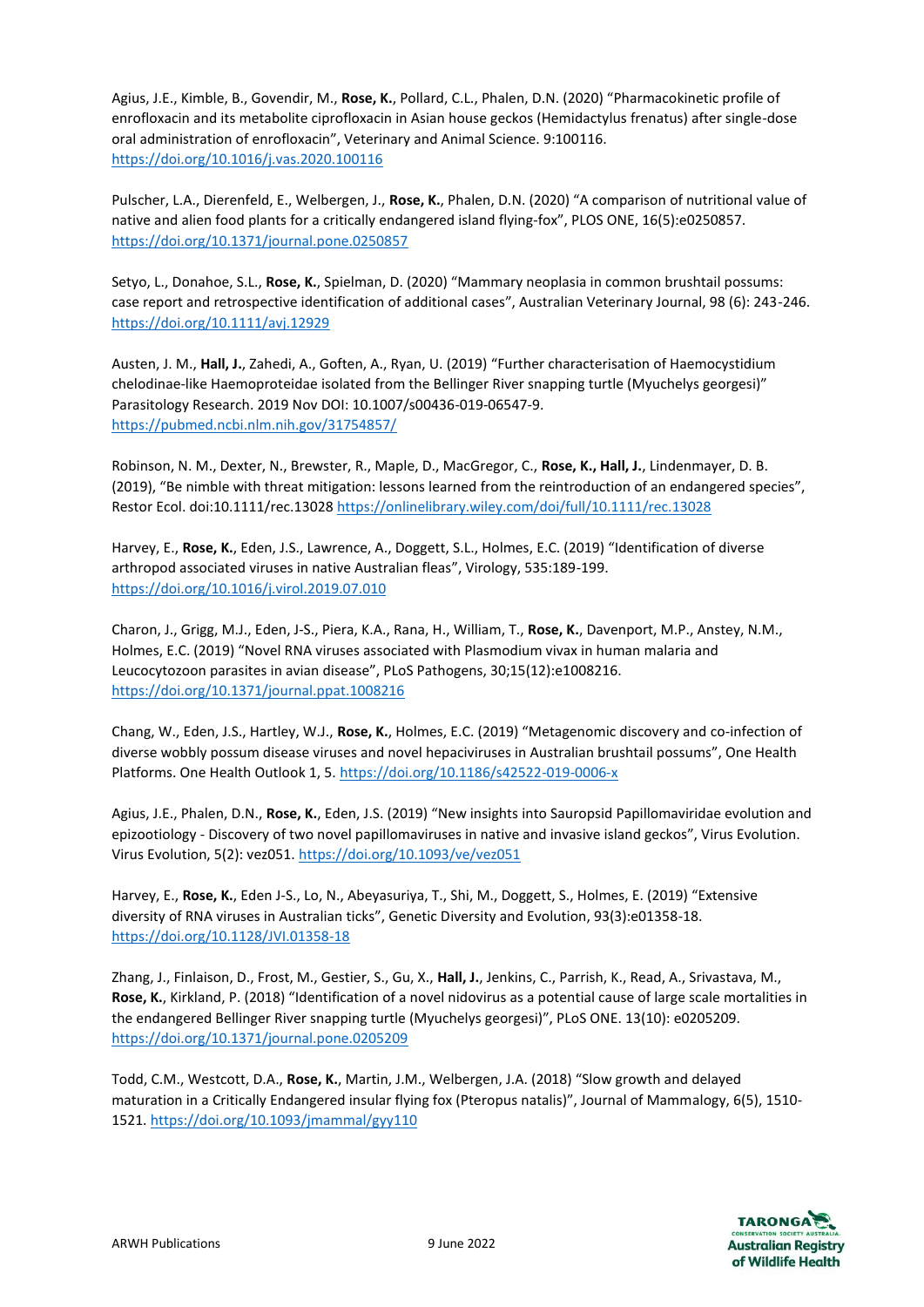Agius, J.E., Kimble, B., Govendir, M., **Rose, K.**, Pollard, C.L., Phalen, D.N. (2020) "Pharmacokinetic profile of enrofloxacin and its metabolite ciprofloxacin in Asian house geckos (Hemidactylus frenatus) after single-dose oral administration of enrofloxacin", Veterinary and Animal Science. 9:100116. https://doi.org/10.1016/j.vas.2020.100116

Pulscher, L.A., Dierenfeld, E., Welbergen, J., **Rose, K.**, Phalen, D.N. (2020) "A comparison of nutritional value of native and alien food plants for a critically endangered island flying-fox", PLOS ONE, 16(5):e0250857. https://doi.org/10.1371/journal.pone.0250857

Setyo, L., Donahoe, S.L., **Rose, K.**, Spielman, D. (2020) "Mammary neoplasia in common brushtail possums: case report and retrospective identification of additional cases", Australian Veterinary Journal, 98 (6): 243-246. https://doi.org/10.1111/avj.12929

Austen, J. M., **Hall, J.**, Zahedi, A., Goften, A., Ryan, U. (2019) "Further characterisation of Haemocystidium chelodinae-like Haemoproteidae isolated from the Bellinger River snapping turtle (Myuchelys georgesi)" Parasitology Research. 2019 Nov DOI: 10.1007/s00436-019-06547-9. https://pubmed.ncbi.nlm.nih.gov/31754857/

Robinson, N. M., Dexter, N., Brewster, R., Maple, D., MacGregor, C., **Rose, K., Hall, J.**, Lindenmayer, D. B. (2019), "Be nimble with threat mitigation: lessons learned from the reintroduction of an endangered species", Restor Ecol. doi:10.1111/rec.13028 https://onlinelibrary.wiley.com/doi/full/10.1111/rec.13028

Harvey, E., **Rose, K.**, Eden, J.S., Lawrence, A., Doggett, S.L., Holmes, E.C. (2019) "Identification of diverse arthropod associated viruses in native Australian fleas", Virology, 535:189-199. https://doi.org/10.1016/j.virol.2019.07.010

Charon, J., Grigg, M.J., Eden, J-S., Piera, K.A., Rana, H., William, T., **Rose, K.**, Davenport, M.P., Anstey, N.M., Holmes, E.C. (2019) "Novel RNA viruses associated with Plasmodium vivax in human malaria and Leucocytozoon parasites in avian disease", PLoS Pathogens, 30;15(12):e1008216. https://doi.org/10.1371/journal.ppat.1008216

Chang, W., Eden, J.S., Hartley, W.J., **Rose, K.**, Holmes, E.C. (2019) "Metagenomic discovery and co-infection of diverse wobbly possum disease viruses and novel hepaciviruses in Australian brushtail possums", One Health Platforms. One Health Outlook 1, 5. https://doi.org/10.1186/s42522-019-0006-x

Agius, J.E., Phalen, D.N., **Rose, K.**, Eden, J.S. (2019) "New insights into Sauropsid Papillomaviridae evolution and epizootiology - Discovery of two novel papillomaviruses in native and invasive island geckos", Virus Evolution. Virus Evolution, 5(2): vez051. https://doi.org/10.1093/ve/vez051

Harvey, E., **Rose, K.**, Eden J-S., Lo, N., Abeyasuriya, T., Shi, M., Doggett, S., Holmes, E. (2019) "Extensive diversity of RNA viruses in Australian ticks", Genetic Diversity and Evolution, 93(3):e01358-18. https://doi.org/10.1128/JVI.01358-18

Zhang, J., Finlaison, D., Frost, M., Gestier, S., Gu, X., **Hall, J.**, Jenkins, C., Parrish, K., Read, A., Srivastava, M., **Rose, K.**, Kirkland, P. (2018) "Identification of a novel nidovirus as a potential cause of large scale mortalities in the endangered Bellinger River snapping turtle (Myuchelys georgesi)", PLoS ONE. 13(10): e0205209. https://doi.org/10.1371/journal.pone.0205209

Todd, C.M., Westcott, D.A., **Rose, K.**, Martin, J.M., Welbergen, J.A. (2018) "Slow growth and delayed maturation in a Critically Endangered insular flying fox (Pteropus natalis)", Journal of Mammalogy, 6(5), 1510-1521. https://doi.org/10.1093/jmammal/gyy110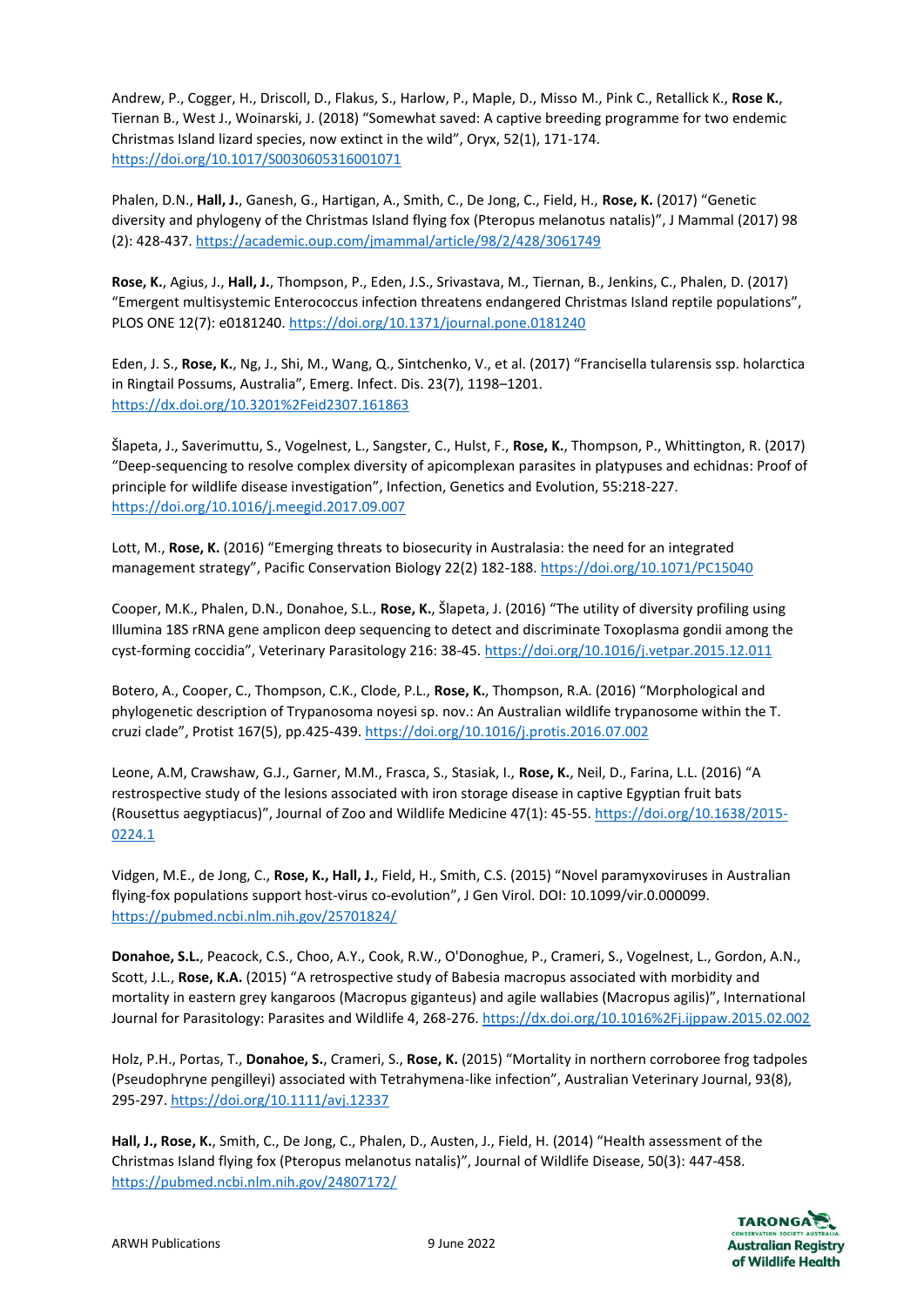Andrew, P., Cogger, H., Driscoll, D., Flakus, S., Harlow, P., Maple, D., Misso M., Pink C., Retallick K., **Rose K.**, Tiernan B., West J., Woinarski, J. (2018) "Somewhat saved: A captive breeding programme for two endemic Christmas Island lizard species, now extinct in the wild", Oryx, 52(1), 171-174. https://doi.org/10.1017/S0030605316001071

Phalen, D.N., **Hall, J.**, Ganesh, G., Hartigan, A., Smith, C., De Jong, C., Field, H., **Rose, K.** (2017) "Genetic diversity and phylogeny of the Christmas Island flying fox (Pteropus melanotus natalis)", J Mammal (2017) 98 (2): 428-437. https://academic.oup.com/jmammal/article/98/2/428/3061749

**Rose, K.**, Agius, J., **Hall, J.**, Thompson, P., Eden, J.S., Srivastava, M., Tiernan, B., Jenkins, C., Phalen, D. (2017) "Emergent multisystemic Enterococcus infection threatens endangered Christmas Island reptile populations", PLOS ONE 12(7): e0181240. https://doi.org/10.1371/journal.pone.0181240

Eden, J. S., **Rose, K.**, Ng, J., Shi, M., Wang, Q., Sintchenko, V., et al. (2017) "Francisella tularensis ssp. holarctica in Ringtail Possums, Australia", Emerg. Infect. Dis. 23(7), 1198–1201. https://dx.doi.org/10.3201%2Feid2307.161863

Šlapeta, J., Saverimuttu, S., Vogelnest, L., Sangster, C., Hulst, F., **Rose, K.**, Thompson, P., Whittington, R. (2017) "Deep-sequencing to resolve complex diversity of apicomplexan parasites in platypuses and echidnas: Proof of principle for wildlife disease investigation", Infection, Genetics and Evolution, 55:218-227. https://doi.org/10.1016/j.meegid.2017.09.007

Lott, M., **Rose, K.** (2016) "Emerging threats to biosecurity in Australasia: the need for an integrated management strategy", Pacific Conservation Biology 22(2) 182-188. https://doi.org/10.1071/PC15040

Cooper, M.K., Phalen, D.N., Donahoe, S.L., **Rose, K.**, Šlapeta, J. (2016) "The utility of diversity profiling using Illumina 18S rRNA gene amplicon deep sequencing to detect and discriminate Toxoplasma gondii among the cyst-forming coccidia", Veterinary Parasitology 216: 38-45. https://doi.org/10.1016/j.vetpar.2015.12.011

Botero, A., Cooper, C., Thompson, C.K., Clode, P.L., **Rose, K.**, Thompson, R.A. (2016) "Morphological and phylogenetic description of Trypanosoma noyesi sp. nov.: An Australian wildlife trypanosome within the T. cruzi clade", Protist 167(5), pp.425-439. https://doi.org/10.1016/j.protis.2016.07.002

Leone, A.M, Crawshaw, G.J., Garner, M.M., Frasca, S., Stasiak, I., **Rose, K.**, Neil, D., Farina, L.L. (2016) "A restrospective study of the lesions associated with iron storage disease in captive Egyptian fruit bats (Rousettus aegyptiacus)", Journal of Zoo and Wildlife Medicine 47(1): 45-55. https://doi.org/10.1638/2015-0224.1

Vidgen, M.E., de Jong, C., **Rose, K., Hall, J.**, Field, H., Smith, C.S. (2015) "Novel paramyxoviruses in Australian flying-fox populations support host-virus co-evolution", J Gen Virol. DOI: 10.1099/vir.0.000099. https://pubmed.ncbi.nlm.nih.gov/25701824/

**Donahoe, S.L.**, Peacock, C.S., Choo, A.Y., Cook, R.W., O'Donoghue, P., Crameri, S., Vogelnest, L., Gordon, A.N., Scott, J.L., **Rose, K.A.** (2015) "A retrospective study of Babesia macropus associated with morbidity and mortality in eastern grey kangaroos (Macropus giganteus) and agile wallabies (Macropus agilis)", International Journal for Parasitology: Parasites and Wildlife 4, 268-276. https://dx.doi.org/10.1016%2Fj.ijppaw.2015.02.002

Holz, P.H., Portas, T., **Donahoe, S.**, Crameri, S., **Rose, K.** (2015) "Mortality in northern corroboree frog tadpoles (Pseudophryne pengilleyi) associated with Tetrahymena-like infection", Australian Veterinary Journal, 93(8), 295-297. https://doi.org/10.1111/avj.12337

**Hall, J., Rose, K.**, Smith, C., De Jong, C., Phalen, D., Austen, J., Field, H. (2014) "Health assessment of the Christmas Island flying fox (Pteropus melanotus natalis)", Journal of Wildlife Disease, 50(3): 447-458. https://pubmed.ncbi.nlm.nih.gov/24807172/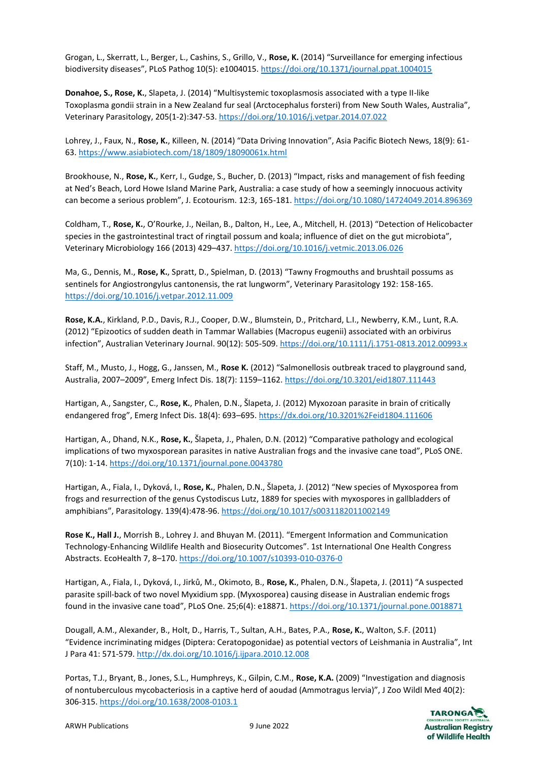Grogan, L., Skerratt, L., Berger, L., Cashins, S., Grillo, V., **Rose, K.** (2014) "Surveillance for emerging infectious biodiversity diseases", PLoS Pathog 10(5): e1004015. https://doi.org/10.1371/journal.ppat.1004015

**Donahoe, S., Rose, K.**, Slapeta, J. (2014) "Multisystemic toxoplasmosis associated with a type II-like Toxoplasma gondii strain in a New Zealand fur seal (Arctocephalus forsteri) from New South Wales, Australia", Veterinary Parasitology, 205(1-2):347-53. https://doi.org/10.1016/j.vetpar.2014.07.022

Lohrey, J., Faux, N., **Rose, K.**, Killeen, N. (2014) "Data Driving Innovation", Asia Pacific Biotech News, 18(9): 61-63. https://www.asiabiotech.com/18/1809/18090061x.html

Brookhouse, N., **Rose, K.**, Kerr, I., Gudge, S., Bucher, D. (2013) "Impact, risks and management of fish feeding at Ned's Beach, Lord Howe Island Marine Park, Australia: a case study of how a seemingly innocuous activity can become a serious problem", J. Ecotourism. 12:3, 165-181. https://doi.org/10.1080/14724049.2014.896369

Coldham, T., **Rose, K.**, O'Rourke, J., Neilan, B., Dalton, H., Lee, A., Mitchell, H. (2013) "Detection of Helicobacter species in the gastrointestinal tract of ringtail possum and koala; influence of diet on the gut microbiota", Veterinary Microbiology 166 (2013) 429–437. https://doi.org/10.1016/j.vetmic.2013.06.026

Ma, G., Dennis, M., **Rose, K.**, Spratt, D., Spielman, D. (2013) "Tawny Frogmouths and brushtail possums as sentinels for Angiostrongylus cantonensis, the rat lungworm", Veterinary Parasitology 192: 158-165. https://doi.org/10.1016/j.vetpar.2012.11.009

**Rose, K.A.**, Kirkland, P.D., Davis, R.J., Cooper, D.W., Blumstein, D., Pritchard, L.I., Newberry, K.M., Lunt, R.A. (2012) "Epizootics of sudden death in Tammar Wallabies (Macropus eugenii) associated with an orbivirus infection", Australian Veterinary Journal. 90(12): 505-509. https://doi.org/10.1111/j.1751-0813.2012.00993.x

Staff, M., Musto, J., Hogg, G., Janssen, M., **Rose K.** (2012) "Salmonellosis outbreak traced to playground sand, Australia, 2007–2009", Emerg Infect Dis. 18(7): 1159–1162. https://doi.org/10.3201/eid1807.111443

Hartigan, A., Sangster, C., **Rose, K.**, Phalen, D.N., Šlapeta, J. (2012) Myxozoan parasite in brain of critically endangered frog", Emerg Infect Dis. 18(4): 693–695. https://dx.doi.org/10.3201%2Feid1804.111606

Hartigan, A., Dhand, N.K., **Rose, K.**, Šlapeta, J., Phalen, D.N. (2012) "Comparative pathology and ecological implications of two myxosporean parasites in native Australian frogs and the invasive cane toad", PLoS ONE. 7(10): 1-14. https://doi.org/10.1371/journal.pone.0043780

Hartigan, A., Fiala, I., Dyková, I., **Rose, K.**, Phalen, D.N., Šlapeta, J. (2012) "New species of Myxosporea from frogs and resurrection of the genus Cystodiscus Lutz, 1889 for species with myxospores in gallbladders of amphibians", Parasitology. 139(4):478-96. https://doi.org/10.1017/s0031182011002149

**Rose K., Hall J.**, Morrish B., Lohrey J. and Bhuyan M. (2011). "Emergent Information and Communication Technology-Enhancing Wildlife Health and Biosecurity Outcomes". 1st International One Health Congress Abstracts. EcoHealth 7, 8–170. https://doi.org/10.1007/s10393-010-0376-0

Hartigan, A., Fiala, I., Dyková, I., Jirků, M., Okimoto, B., **Rose, K.**, Phalen, D.N., Šlapeta, J. (2011) "A suspected parasite spill-back of two novel Myxidium spp. (Myxosporea) causing disease in Australian endemic frogs found in the invasive cane toad", PLoS One. 25;6(4): e18871. https://doi.org/10.1371/journal.pone.0018871

Dougall, A.M., Alexander, B., Holt, D., Harris, T., Sultan, A.H., Bates, P.A., **Rose, K.**, Walton, S.F. (2011) "Evidence incriminating midges (Diptera: Ceratopogonidae) as potential vectors of Leishmania in Australia", Int J Para 41: 571-579. http://dx.doi.org/10.1016/j.ijpara.2010.12.008

Portas, T.J., Bryant, B., Jones, S.L., Humphreys, K., Gilpin, C.M., **Rose, K.A.** (2009) "Investigation and diagnosis of nontuberculous mycobacteriosis in a captive herd of aoudad (Ammotragus lervia)", J Zoo Wildl Med 40(2): 306-315. https://doi.org/10.1638/2008-0103.1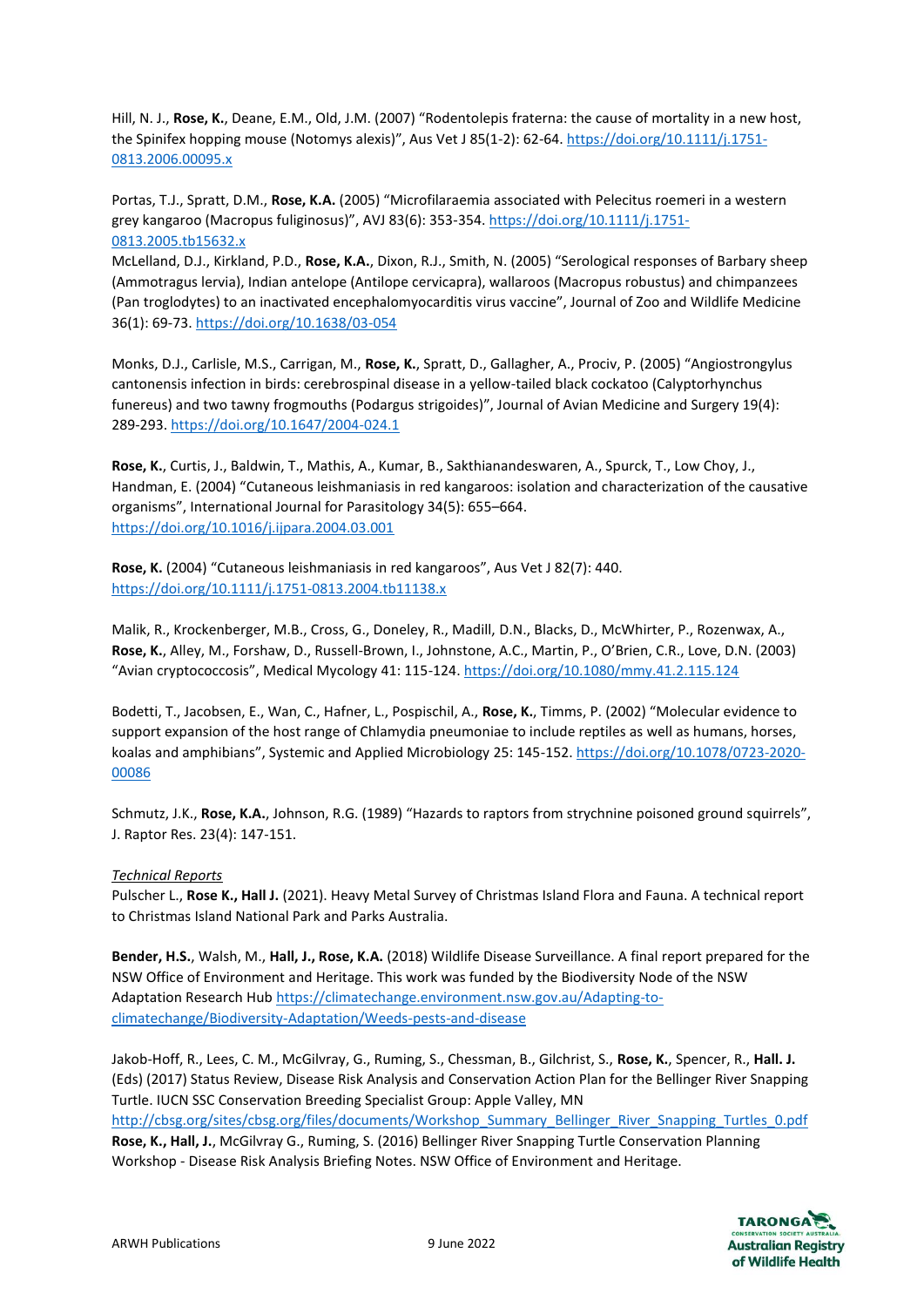Hill, N. J., **Rose, K.**, Deane, E.M., Old, J.M. (2007) "Rodentolepis fraterna: the cause of mortality in a new host, the Spinifex hopping mouse (Notomys alexis)", Aus Vet J 85(1-2): 62-64. https://doi.org/10.1111/j.1751-0813.2006.00095.x

Portas, T.J., Spratt, D.M., **Rose, K.A.** (2005) "Microfilaraemia associated with Pelecitus roemeri in a western grey kangaroo (Macropus fuliginosus)", AVJ 83(6): 353-354. https://doi.org/10.1111/j.1751-0813.2005.tb15632.x

McLelland, D.J., Kirkland, P.D., **Rose, K.A.**, Dixon, R.J., Smith, N. (2005) "Serological responses of Barbary sheep (Ammotragus lervia), Indian antelope (Antilope cervicapra), wallaroos (Macropus robustus) and chimpanzees (Pan troglodytes) to an inactivated encephalomyocarditis virus vaccine", Journal of Zoo and Wildlife Medicine 36(1): 69-73. https://doi.org/10.1638/03-054

Monks, D.J., Carlisle, M.S., Carrigan, M., **Rose, K.**, Spratt, D., Gallagher, A., Prociv, P. (2005) "Angiostrongylus cantonensis infection in birds: cerebrospinal disease in a yellow-tailed black cockatoo (Calyptorhynchus funereus) and two tawny frogmouths (Podargus strigoides)", Journal of Avian Medicine and Surgery 19(4): 289-293. https://doi.org/10.1647/2004-024.1

**Rose, K.**, Curtis, J., Baldwin, T., Mathis, A., Kumar, B., Sakthianandeswaren, A., Spurck, T., Low Choy, J., Handman, E. (2004) "Cutaneous leishmaniasis in red kangaroos: isolation and characterization of the causative organisms", International Journal for Parasitology 34(5): 655–664. https://doi.org/10.1016/j.ijpara.2004.03.001

**Rose, K.** (2004) "Cutaneous leishmaniasis in red kangaroos", Aus Vet J 82(7): 440. https://doi.org/10.1111/j.1751-0813.2004.tb11138.x

Malik, R., Krockenberger, M.B., Cross, G., Doneley, R., Madill, D.N., Blacks, D., McWhirter, P., Rozenwax, A., **Rose, K.**, Alley, M., Forshaw, D., Russell-Brown, I., Johnstone, A.C., Martin, P., O'Brien, C.R., Love, D.N. (2003) "Avian cryptococcosis", Medical Mycology 41: 115-124. https://doi.org/10.1080/mmy.41.2.115.124

Bodetti, T., Jacobsen, E., Wan, C., Hafner, L., Pospischil, A., **Rose, K.**, Timms, P. (2002) "Molecular evidence to support expansion of the host range of Chlamydia pneumoniae to include reptiles as well as humans, horses, koalas and amphibians", Systemic and Applied Microbiology 25: 145-152. https://doi.org/10.1078/0723-2020-00086

Schmutz, J.K., **Rose, K.A.**, Johnson, R.G. (1989) "Hazards to raptors from strychnine poisoned ground squirrels", J. Raptor Res. 23(4): 147-151.

*Technical Reports*

Pulscher L., **Rose K., Hall J.** (2021). Heavy Metal Survey of Christmas Island Flora and Fauna. A technical report to Christmas Island National Park and Parks Australia.

**Bender, H.S.**, Walsh, M., **Hall, J., Rose, K.A.** (2018) Wildlife Disease Surveillance. A final report prepared for the NSW Office of Environment and Heritage. This work was funded by the Biodiversity Node of the NSW Adaptation Research Hub https://climatechange.environment.nsw.gov.au/Adapting-to-climatechange/Biodiversity-Adaptation/Weeds-pests-and-disease

Jakob-Hoff, R., Lees, C. M., McGilvray, G., Ruming, S., Chessman, B., Gilchrist, S., **Rose, K.**, Spencer, R., **Hall. J.** (Eds) (2017) Status Review, Disease Risk Analysis and Conservation Action Plan for the Bellinger River Snapping Turtle. IUCN SSC Conservation Breeding Specialist Group: Apple Valley, MN http://cbsg.org/sites/cbsg.org/files/documents/Workshop_Summary_Bellinger_River_Snapping_Turtles_0.pdf

**Rose, K., Hall, J.**, McGilvray G., Ruming, S. (2016) Bellinger River Snapping Turtle Conservation Planning Workshop - Disease Risk Analysis Briefing Notes. NSW Office of Environment and Heritage.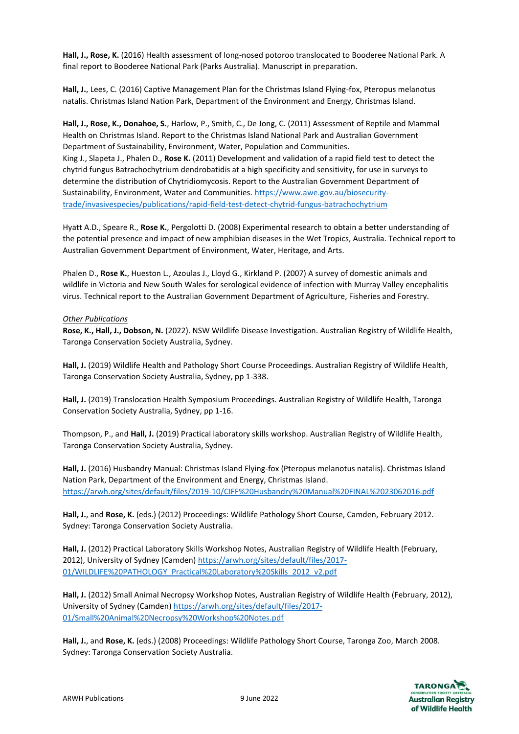**Hall, J., Rose, K.** (2016) Health assessment of long-nosed potoroo translocated to Booderee National Park. A final report to Booderee National Park (Parks Australia). Manuscript in preparation.

**Hall, J.**, Lees, C. (2016) Captive Management Plan for the Christmas Island Flying-fox, Pteropus melanotus natalis. Christmas Island Nation Park, Department of the Environment and Energy, Christmas Island.

**Hall, J., Rose, K., Donahoe, S.**, Harlow, P., Smith, C., De Jong, C. (2011) Assessment of Reptile and Mammal Health on Christmas Island. Report to the Christmas Island National Park and Australian Government Department of Sustainability, Environment, Water, Population and Communities.
King J., Slapeta J., Phalen D., **Rose K.** (2011) Development and validation of a rapid field test to detect the chytrid fungus Batrachochytrium dendrobatidis at a high specificity and sensitivity, for use in surveys to determine the distribution of Chytridiomycosis. Report to the Australian Government Department of Sustainability, Environment, Water and Communities. https://www.awe.gov.au/biosecurity-trade/invasivespecies/publications/rapid-field-test-detect-chytrid-fungus-batrachochytrium

Hyatt A.D., Speare R., **Rose K.**, Pergolotti D. (2008) Experimental research to obtain a better understanding of the potential presence and impact of new amphibian diseases in the Wet Tropics, Australia. Technical report to Australian Government Department of Environment, Water, Heritage, and Arts.

Phalen D., **Rose K.**, Hueston L., Azoulas J., Lloyd G., Kirkland P. (2007) A survey of domestic animals and wildlife in Victoria and New South Wales for serological evidence of infection with Murray Valley encephalitis virus. Technical report to the Australian Government Department of Agriculture, Fisheries and Forestry.

*Other Publications*

**Rose, K., Hall, J., Dobson, N.** (2022). NSW Wildlife Disease Investigation. Australian Registry of Wildlife Health, Taronga Conservation Society Australia, Sydney.

**Hall, J.** (2019) Wildlife Health and Pathology Short Course Proceedings. Australian Registry of Wildlife Health, Taronga Conservation Society Australia, Sydney, pp 1-338.

**Hall, J.** (2019) Translocation Health Symposium Proceedings. Australian Registry of Wildlife Health, Taronga Conservation Society Australia, Sydney, pp 1-16.

Thompson, P., and **Hall, J.** (2019) Practical laboratory skills workshop. Australian Registry of Wildlife Health, Taronga Conservation Society Australia, Sydney.

**Hall, J.** (2016) Husbandry Manual: Christmas Island Flying-fox (Pteropus melanotus natalis). Christmas Island Nation Park, Department of the Environment and Energy, Christmas Island. https://arwh.org/sites/default/files/2019-10/CIFF%20Husbandry%20Manual%20FINAL%2023062016.pdf

**Hall, J.**, and **Rose, K.** (eds.) (2012) Proceedings: Wildlife Pathology Short Course, Camden, February 2012. Sydney: Taronga Conservation Society Australia.

**Hall, J.** (2012) Practical Laboratory Skills Workshop Notes, Australian Registry of Wildlife Health (February, 2012), University of Sydney (Camden) https://arwh.org/sites/default/files/2017-01/WILDLIFE%20PATHOLOGY_Practical%20Laboratory%20Skills_2012_v2.pdf

**Hall, J.** (2012) Small Animal Necropsy Workshop Notes, Australian Registry of Wildlife Health (February, 2012), University of Sydney (Camden) https://arwh.org/sites/default/files/2017-01/Small%20Animal%20Necropsy%20Workshop%20Notes.pdf

**Hall, J.**, and **Rose, K.** (eds.) (2008) Proceedings: Wildlife Pathology Short Course, Taronga Zoo, March 2008. Sydney: Taronga Conservation Society Australia.